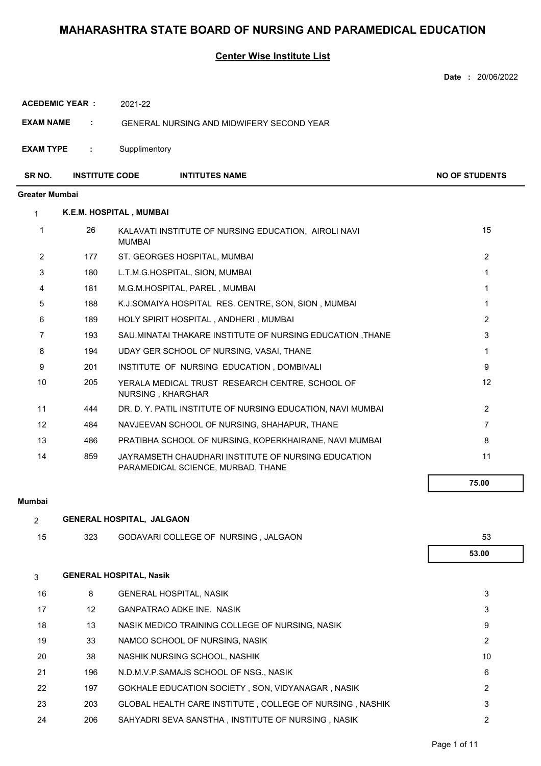# MAHARASHTRA STATE BOARD OF NURSING AND PARAMEDICAL EDUCATION

## Center Wise Institute List

**Date :** 20/06/2022

**ACEDEMIC YEAR :** 2021-22

**EXAM NAME :** GENERAL NURSING AND MIDWIFERY SECOND YEAR

**EXAM TYPE :** Supplimentory

| SR NO. | INSTITUTE CODE | INTITUTES NAME | NO OF STUDENTS |
|---|---|---|---|
| **Greater Mumbai** | | | |
| 1 | **K.E.M. HOSPITAL , MUMBAI** | | |
| 1 | 26 | KALAVATI INSTITUTE OF NURSING EDUCATION, AIROLI NAVI MUMBAI | 15 |
| 2 | 177 | ST. GEORGES HOSPITAL, MUMBAI | 2 |
| 3 | 180 | L.T.M.G.HOSPITAL, SION, MUMBAI | 1 |
| 4 | 181 | M.G.M.HOSPITAL, PAREL , MUMBAI | 1 |
| 5 | 188 | K.J.SOMAIYA HOSPITAL RES. CENTRE, SON, SION , MUMBAI | 1 |
| 6 | 189 | HOLY SPIRIT HOSPITAL , ANDHERI , MUMBAI | 2 |
| 7 | 193 | SAU.MINATAI THAKARE INSTITUTE OF NURSING EDUCATION ,THANE | 3 |
| 8 | 194 | UDAY GER SCHOOL OF NURSING, VASAI, THANE | 1 |
| 9 | 201 | INSTITUTE OF NURSING EDUCATION , DOMBIVALI | 9 |
| 10 | 205 | YERALA MEDICAL TRUST RESEARCH CENTRE, SCHOOL OF NURSING , KHARGHAR | 12 |
| 11 | 444 | DR. D. Y. PATIL INSTITUTE OF NURSING EDUCATION, NAVI MUMBAI | 2 |
| 12 | 484 | NAVJEEVAN SCHOOL OF NURSING, SHAHAPUR, THANE | 7 |
| 13 | 486 | PRATIBHA SCHOOL OF NURSING, KOPERKHAIRANE, NAVI MUMBAI | 8 |
| 14 | 859 | JAYRAMSETH CHAUDHARI INSTITUTE OF NURSING EDUCATION PARAMEDICAL SCIENCE, MURBAD, THANE | 11 |
| | | | **75.00** |
| **Mumbai** | | | |
| 2 | **GENERAL HOSPITAL, JALGAON** | | |
| 15 | 323 | GODAVARI COLLEGE OF NURSING , JALGAON | 53 |
| | | | **53.00** |
| 3 | **GENERAL HOSPITAL, Nasik** | | |
| 16 | 8 | GENERAL HOSPITAL, NASIK | 3 |
| 17 | 12 | GANPATRAO ADKE INE. NASIK | 3 |
| 18 | 13 | NASIK MEDICO TRAINING COLLEGE OF NURSING, NASIK | 9 |
| 19 | 33 | NAMCO SCHOOL OF NURSING, NASIK | 2 |
| 20 | 38 | NASHIK NURSING SCHOOL, NASHIK | 10 |
| 21 | 196 | N.D.M.V.P.SAMAJS SCHOOL OF NSG., NASIK | 6 |
| 22 | 197 | GOKHALE EDUCATION SOCIETY , SON, VIDYANAGAR , NASIK | 2 |
| 23 | 203 | GLOBAL HEALTH CARE INSTITUTE , COLLEGE OF NURSING , NASHIK | 3 |
| 24 | 206 | SAHYADRI SEVA SANSTHA , INSTITUTE OF NURSING , NASIK | 2 |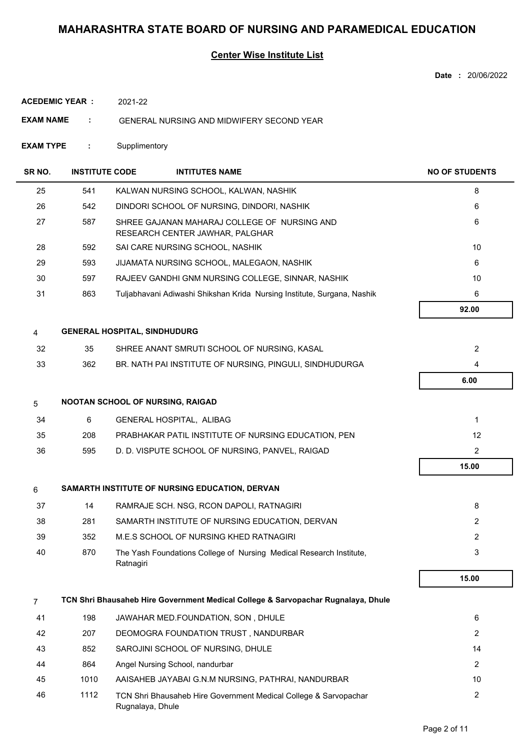# MAHARASHTRA STATE BOARD OF NURSING AND PARAMEDICAL EDUCATION

## Center Wise Institute List

**Date :** 20/06/2022

**ACEDEMIC YEAR :** 2021-22

**EXAM NAME :** GENERAL NURSING AND MIDWIFERY SECOND YEAR

**EXAM TYPE :** Supplimentory

| SR NO. | INSTITUTE CODE | INTITUTES NAME | NO OF STUDENTS |
|---|---|---|---|
| 25 | 541 | KALWAN NURSING SCHOOL, KALWAN, NASHIK | 8 |
| 26 | 542 | DINDORI SCHOOL OF NURSING, DINDORI, NASHIK | 6 |
| 27 | 587 | SHREE GAJANAN MAHARAJ COLLEGE OF NURSING AND RESEARCH CENTER JAWHAR, PALGHAR | 6 |
| 28 | 592 | SAI CARE NURSING SCHOOL, NASHIK | 10 |
| 29 | 593 | JIJAMATA NURSING SCHOOL, MALEGAON, NASHIK | 6 |
| 30 | 597 | RAJEEV GANDHI GNM NURSING COLLEGE, SINNAR, NASHIK | 10 |
| 31 | 863 | Tuljabhavani Adiwashi Shikshan Krida Nursing Institute, Surgana, Nashik | 6 |
| | | | **92.00** |
| 4 | | **GENERAL HOSPITAL, SINDHUDURG** | |
| 32 | 35 | SHREE ANANT SMRUTI SCHOOL OF NURSING, KASAL | 2 |
| 33 | 362 | BR. NATH PAI INSTITUTE OF NURSING, PINGULI, SINDHUDURGA | 4 |
| | | | **6.00** |
| 5 | | **NOOTAN SCHOOL OF NURSING, RAIGAD** | |
| 34 | 6 | GENERAL HOSPITAL, ALIBAG | 1 |
| 35 | 208 | PRABHAKAR PATIL INSTITUTE OF NURSING EDUCATION, PEN | 12 |
| 36 | 595 | D. D. VISPUTE SCHOOL OF NURSING, PANVEL, RAIGAD | 2 |
| | | | **15.00** |
| 6 | | **SAMARTH INSTITUTE OF NURSING EDUCATION, DERVAN** | |
| 37 | 14 | RAMRAJE SCH. NSG, RCON DAPOLI, RATNAGIRI | 8 |
| 38 | 281 | SAMARTH INSTITUTE OF NURSING EDUCATION, DERVAN | 2 |
| 39 | 352 | M.E.S SCHOOL OF NURSING KHED RATNAGIRI | 2 |
| 40 | 870 | The Yash Foundations College of Nursing Medical Research Institute, Ratnagiri | 3 |
| | | | **15.00** |
| 7 | | **TCN Shri Bhausaheb Hire Government Medical College & Sarvopachar Rugnalaya, Dhule** | |
| 41 | 198 | JAWAHAR MED.FOUNDATION, SON , DHULE | 6 |
| 42 | 207 | DEOMOGRA FOUNDATION TRUST , NANDURBAR | 2 |
| 43 | 852 | SAROJINI SCHOOL OF NURSING, DHULE | 14 |
| 44 | 864 | Angel Nursing School, nandurbar | 2 |
| 45 | 1010 | AAISAHEB JAYABAI G.N.M NURSING, PATHRAI, NANDURBAR | 10 |
| 46 | 1112 | TCN Shri Bhausaheb Hire Government Medical College & Sarvopachar Rugnalaya, Dhule | 2 |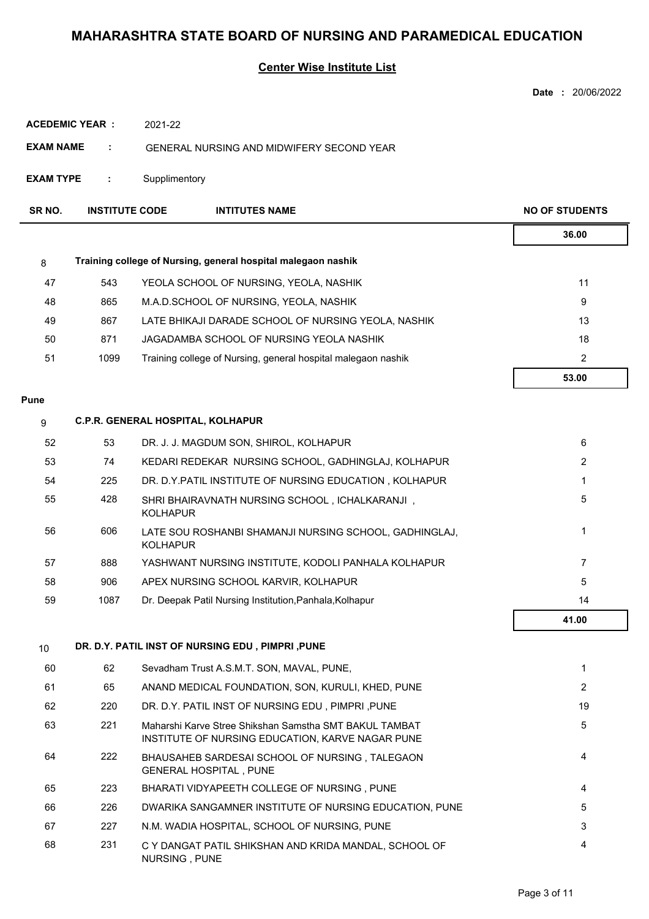# MAHARASHTRA STATE BOARD OF NURSING AND PARAMEDICAL EDUCATION

## Center Wise Institute List

**Date :** 20/06/2022

**ACEDEMIC YEAR :** 2021-22

**EXAM NAME :** GENERAL NURSING AND MIDWIFERY SECOND YEAR

**EXAM TYPE :** Supplimentory

| SR NO. | INSTITUTE CODE | INTITUTES NAME | NO OF STUDENTS |
|---|---|---|---|
| | | | **36.00** |
| 8 | | **Training college of Nursing, general hospital malegaon nashik** | |
| 47 | 543 | YEOLA SCHOOL OF NURSING, YEOLA, NASHIK | 11 |
| 48 | 865 | M.A.D.SCHOOL OF NURSING, YEOLA, NASHIK | 9 |
| 49 | 867 | LATE BHIKAJI DARADE SCHOOL OF NURSING YEOLA, NASHIK | 13 |
| 50 | 871 | JAGADAMBA SCHOOL OF NURSING YEOLA NASHIK | 18 |
| 51 | 1099 | Training college of Nursing, general hospital malegaon nashik | 2 |
| | | | **53.00** |
| **Pune** | | | |
| 9 | | **C.P.R. GENERAL HOSPITAL, KOLHAPUR** | |
| 52 | 53 | DR. J. J. MAGDUM SON, SHIROL, KOLHAPUR | 6 |
| 53 | 74 | KEDARI REDEKAR NURSING SCHOOL, GADHINGLAJ, KOLHAPUR | 2 |
| 54 | 225 | DR. D.Y.PATIL INSTITUTE OF NURSING EDUCATION , KOLHAPUR | 1 |
| 55 | 428 | SHRI BHAIRAVNATH NURSING SCHOOL , ICHALKARANJI , KOLHAPUR | 5 |
| 56 | 606 | LATE SOU ROSHANBI SHAMANJI NURSING SCHOOL, GADHINGLAJ, KOLHAPUR | 1 |
| 57 | 888 | YASHWANT NURSING INSTITUTE, KODOLI PANHALA KOLHAPUR | 7 |
| 58 | 906 | APEX NURSING SCHOOL KARVIR, KOLHAPUR | 5 |
| 59 | 1087 | Dr. Deepak Patil Nursing Institution,Panhala,Kolhapur | 14 |
| | | | **41.00** |
| 10 | | **DR. D.Y. PATIL INST OF NURSING EDU , PIMPRI ,PUNE** | |
| 60 | 62 | Sevadham Trust A.S.M.T. SON, MAVAL, PUNE, | 1 |
| 61 | 65 | ANAND MEDICAL FOUNDATION, SON, KURULI, KHED, PUNE | 2 |
| 62 | 220 | DR. D.Y. PATIL INST OF NURSING EDU , PIMPRI ,PUNE | 19 |
| 63 | 221 | Maharshi Karve Stree Shikshan Samstha SMT BAKUL TAMBAT INSTITUTE OF NURSING EDUCATION, KARVE NAGAR PUNE | 5 |
| 64 | 222 | BHAUSAHEB SARDESAI SCHOOL OF NURSING , TALEGAON GENERAL HOSPITAL , PUNE | 4 |
| 65 | 223 | BHARATI VIDYAPEETH COLLEGE OF NURSING , PUNE | 4 |
| 66 | 226 | DWARIKA SANGAMNER INSTITUTE OF NURSING EDUCATION, PUNE | 5 |
| 67 | 227 | N.M. WADIA HOSPITAL, SCHOOL OF NURSING, PUNE | 3 |
| 68 | 231 | C Y DANGAT PATIL SHIKSHAN AND KRIDA MANDAL, SCHOOL OF NURSING , PUNE | 4 |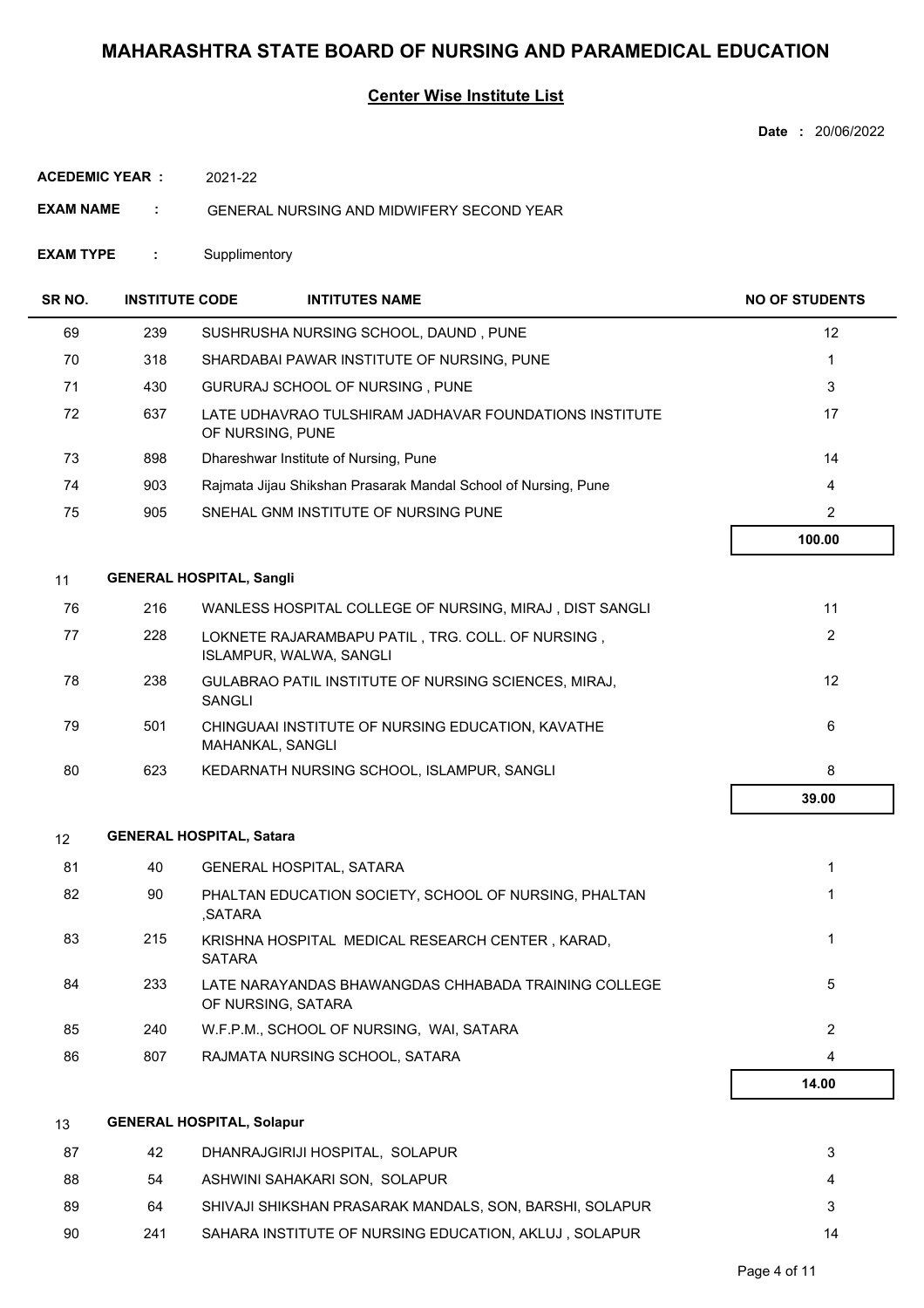# MAHARASHTRA STATE BOARD OF NURSING AND PARAMEDICAL EDUCATION

## Center Wise Institute List

**Date :** 20/06/2022

**ACEDEMIC YEAR :** 2021-22

**EXAM NAME :** GENERAL NURSING AND MIDWIFERY SECOND YEAR

**EXAM TYPE :** Supplimentory

| SR NO. | INSTITUTE CODE | INTITUTES NAME | NO OF STUDENTS |
|---|---|---|---|
| 69 | 239 | SUSHRUSHA NURSING SCHOOL, DAUND , PUNE | 12 |
| 70 | 318 | SHARDABAI PAWAR INSTITUTE OF NURSING, PUNE | 1 |
| 71 | 430 | GURURAJ SCHOOL OF NURSING , PUNE | 3 |
| 72 | 637 | LATE UDHAVRAO TULSHIRAM JADHAVAR FOUNDATIONS INSTITUTE OF NURSING, PUNE | 17 |
| 73 | 898 | Dhareshwar Institute of Nursing, Pune | 14 |
| 74 | 903 | Rajmata Jijau Shikshan Prasarak Mandal School of Nursing, Pune | 4 |
| 75 | 905 | SNEHAL GNM INSTITUTE OF NURSING PUNE | 2 |
| | | | **100.00** |
| 11 | **GENERAL HOSPITAL, Sangli** | | |
| 76 | 216 | WANLESS HOSPITAL COLLEGE OF NURSING, MIRAJ , DIST SANGLI | 11 |
| 77 | 228 | LOKNETE RAJARAMBAPU PATIL , TRG. COLL. OF NURSING , ISLAMPUR, WALWA, SANGLI | 2 |
| 78 | 238 | GULABRAO PATIL INSTITUTE OF NURSING SCIENCES, MIRAJ, SANGLI | 12 |
| 79 | 501 | CHINGUAAI INSTITUTE OF NURSING EDUCATION, KAVATHE MAHANKAL, SANGLI | 6 |
| 80 | 623 | KEDARNATH NURSING SCHOOL, ISLAMPUR, SANGLI | 8 |
| | | | **39.00** |
| 12 | **GENERAL HOSPITAL, Satara** | | |
| 81 | 40 | GENERAL HOSPITAL, SATARA | 1 |
| 82 | 90 | PHALTAN EDUCATION SOCIETY, SCHOOL OF NURSING, PHALTAN ,SATARA | 1 |
| 83 | 215 | KRISHNA HOSPITAL MEDICAL RESEARCH CENTER , KARAD, SATARA | 1 |
| 84 | 233 | LATE NARAYANDAS BHAWANGDAS CHHABADA TRAINING COLLEGE OF NURSING, SATARA | 5 |
| 85 | 240 | W.F.P.M., SCHOOL OF NURSING, WAI, SATARA | 2 |
| 86 | 807 | RAJMATA NURSING SCHOOL, SATARA | 4 |
| | | | **14.00** |
| 13 | **GENERAL HOSPITAL, Solapur** | | |
| 87 | 42 | DHANRAJGIRIJI HOSPITAL, SOLAPUR | 3 |
| 88 | 54 | ASHWINI SAHAKARI SON, SOLAPUR | 4 |
| 89 | 64 | SHIVAJI SHIKSHAN PRASARAK MANDALS, SON, BARSHI, SOLAPUR | 3 |
| 90 | 241 | SAHARA INSTITUTE OF NURSING EDUCATION, AKLUJ , SOLAPUR | 14 |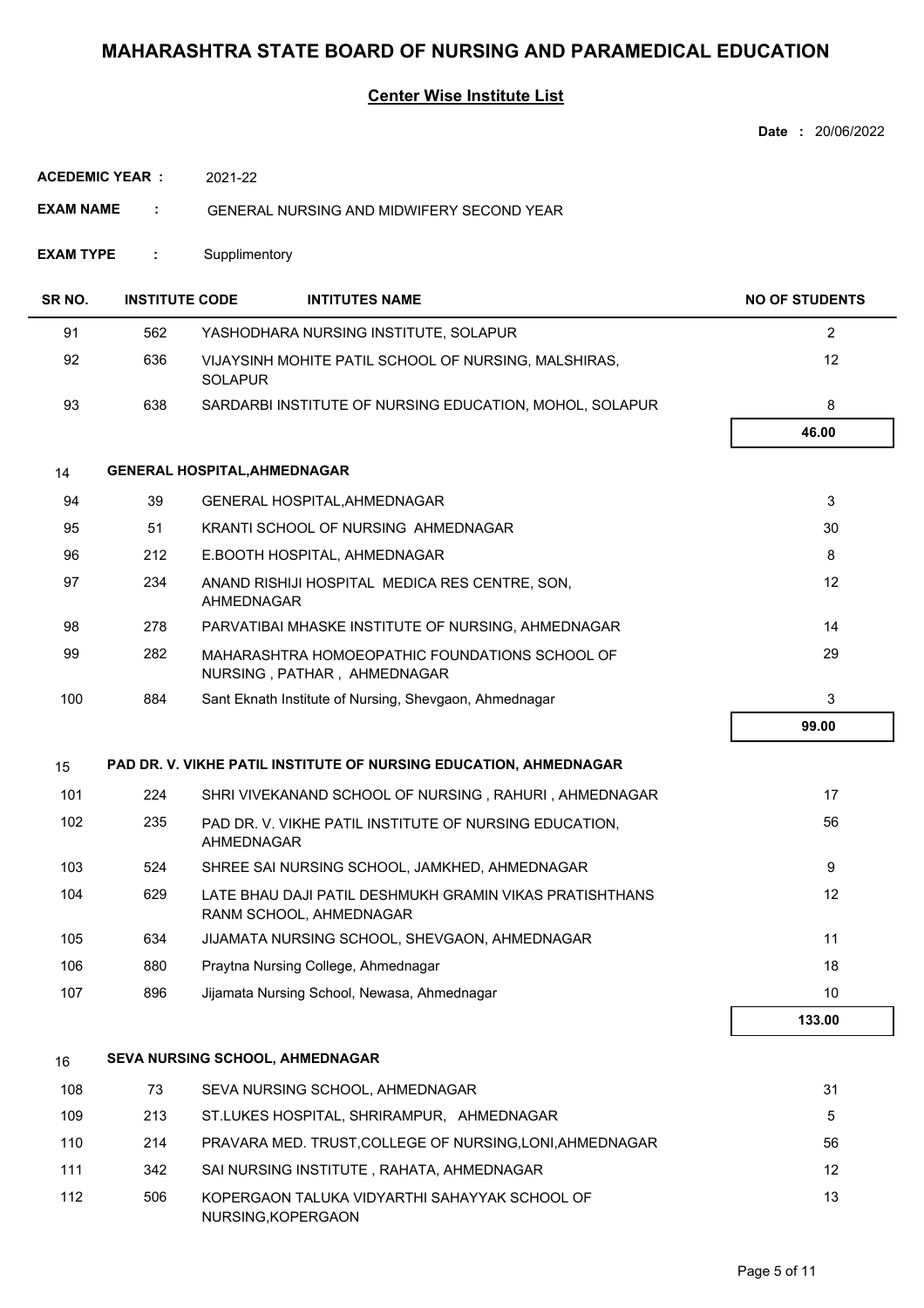# MAHARASHTRA STATE BOARD OF NURSING AND PARAMEDICAL EDUCATION

## Center Wise Institute List

**Date :** 20/06/2022

**ACEDEMIC YEAR :** 2021-22

**EXAM NAME :** GENERAL NURSING AND MIDWIFERY SECOND YEAR

**EXAM TYPE :** Supplimentory

| SR NO. | INSTITUTE CODE | INTITUTES NAME | NO OF STUDENTS |
|---|---|---|---|
| 91 | 562 | YASHODHARA NURSING INSTITUTE, SOLAPUR | 2 |
| 92 | 636 | VIJAYSINH MOHITE PATIL SCHOOL OF NURSING, MALSHIRAS, SOLAPUR | 12 |
| 93 | 638 | SARDARBI INSTITUTE OF NURSING EDUCATION, MOHOL, SOLAPUR | 8 |
| | | | **46.00** |
| **14** | | **GENERAL HOSPITAL,AHMEDNAGAR** | |
| 94 | 39 | GENERAL HOSPITAL,AHMEDNAGAR | 3 |
| 95 | 51 | KRANTI SCHOOL OF NURSING AHMEDNAGAR | 30 |
| 96 | 212 | E.BOOTH HOSPITAL, AHMEDNAGAR | 8 |
| 97 | 234 | ANAND RISHIJI HOSPITAL MEDICA RES CENTRE, SON, AHMEDNAGAR | 12 |
| 98 | 278 | PARVATIBAI MHASKE INSTITUTE OF NURSING, AHMEDNAGAR | 14 |
| 99 | 282 | MAHARASHTRA HOMOEOPATHIC FOUNDATIONS SCHOOL OF NURSING , PATHAR , AHMEDNAGAR | 29 |
| 100 | 884 | Sant Eknath Institute of Nursing, Shevgaon, Ahmednagar | 3 |
| | | | **99.00** |
| **15** | | **PAD DR. V. VIKHE PATIL INSTITUTE OF NURSING EDUCATION, AHMEDNAGAR** | |
| 101 | 224 | SHRI VIVEKANAND SCHOOL OF NURSING , RAHURI , AHMEDNAGAR | 17 |
| 102 | 235 | PAD DR. V. VIKHE PATIL INSTITUTE OF NURSING EDUCATION, AHMEDNAGAR | 56 |
| 103 | 524 | SHREE SAI NURSING SCHOOL, JAMKHED, AHMEDNAGAR | 9 |
| 104 | 629 | LATE BHAU DAJI PATIL DESHMUKH GRAMIN VIKAS PRATISHTHANS RANM SCHOOL, AHMEDNAGAR | 12 |
| 105 | 634 | JIJAMATA NURSING SCHOOL, SHEVGAON, AHMEDNAGAR | 11 |
| 106 | 880 | Praytna Nursing College, Ahmednagar | 18 |
| 107 | 896 | Jijamata Nursing School, Newasa, Ahmednagar | 10 |
| | | | **133.00** |
| **16** | | **SEVA NURSING SCHOOL, AHMEDNAGAR** | |
| 108 | 73 | SEVA NURSING SCHOOL, AHMEDNAGAR | 31 |
| 109 | 213 | ST.LUKES HOSPITAL, SHRIRAMPUR, AHMEDNAGAR | 5 |
| 110 | 214 | PRAVARA MED. TRUST,COLLEGE OF NURSING,LONI,AHMEDNAGAR | 56 |
| 111 | 342 | SAI NURSING INSTITUTE , RAHATA, AHMEDNAGAR | 12 |
| 112 | 506 | KOPERGAON TALUKA VIDYARTHI SAHAYYAK SCHOOL OF NURSING,KOPERGAON | 13 |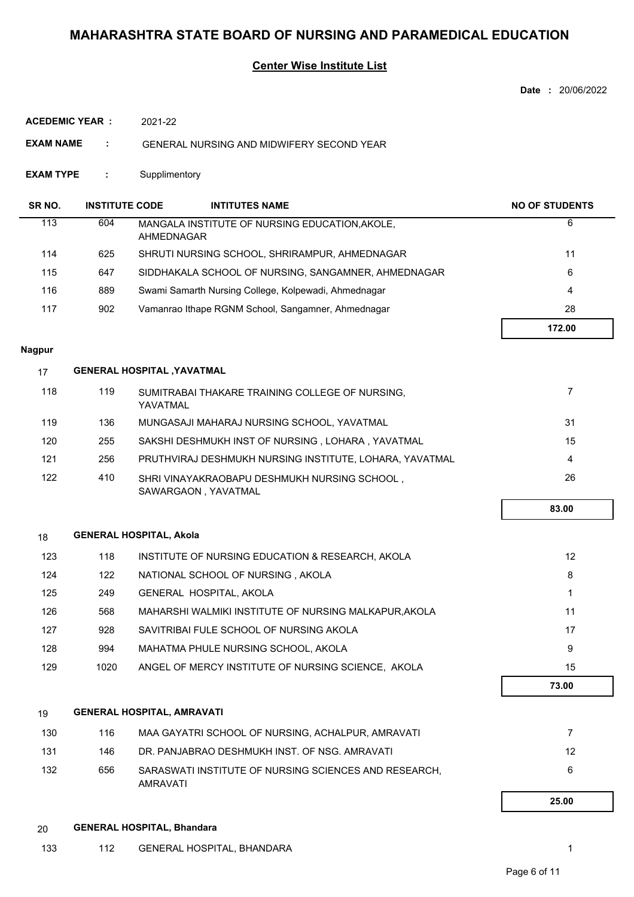# MAHARASHTRA STATE BOARD OF NURSING AND PARAMEDICAL EDUCATION

## Center Wise Institute List

**Date :** 20/06/2022

**ACEDEMIC YEAR :** 2021-22

**EXAM NAME :** GENERAL NURSING AND MIDWIFERY SECOND YEAR

**EXAM TYPE :** Supplimentory

| SR NO. | INSTITUTE CODE | INTITUTES NAME | NO OF STUDENTS |
|---|---|---|---|
| 113 | 604 | MANGALA INSTITUTE OF NURSING EDUCATION,AKOLE, AHMEDNAGAR | 6 |
| 114 | 625 | SHRUTI NURSING SCHOOL, SHRIRAMPUR, AHMEDNAGAR | 11 |
| 115 | 647 | SIDDHAKALA SCHOOL OF NURSING, SANGAMNER, AHMEDNAGAR | 6 |
| 116 | 889 | Swami Samarth Nursing College, Kolpewadi, Ahmednagar | 4 |
| 117 | 902 | Vamanrao Ithape RGNM School, Sangamner, Ahmednagar | 28 |
| | | | **172.00** |

**Nagpur**

**17 GENERAL HOSPITAL ,YAVATMAL**

| SR NO. | INSTITUTE CODE | INTITUTES NAME | NO OF STUDENTS |
|---|---|---|---|
| 118 | 119 | SUMITRABAI THAKARE TRAINING COLLEGE OF NURSING, YAVATMAL | 7 |
| 119 | 136 | MUNGASAJI MAHARAJ NURSING SCHOOL, YAVATMAL | 31 |
| 120 | 255 | SAKSHI DESHMUKH INST OF NURSING , LOHARA , YAVATMAL | 15 |
| 121 | 256 | PRUTHVIRAJ DESHMUKH NURSING INSTITUTE, LOHARA, YAVATMAL | 4 |
| 122 | 410 | SHRI VINAYAKRAOBAPU DESHMUKH NURSING SCHOOL , SAWARGAON , YAVATMAL | 26 |
| | | | **83.00** |

**18 GENERAL HOSPITAL, Akola**

| SR NO. | INSTITUTE CODE | INTITUTES NAME | NO OF STUDENTS |
|---|---|---|---|
| 123 | 118 | INSTITUTE OF NURSING EDUCATION & RESEARCH, AKOLA | 12 |
| 124 | 122 | NATIONAL SCHOOL OF NURSING , AKOLA | 8 |
| 125 | 249 | GENERAL HOSPITAL, AKOLA | 1 |
| 126 | 568 | MAHARSHI WALMIKI INSTITUTE OF NURSING MALKAPUR,AKOLA | 11 |
| 127 | 928 | SAVITRIBAI FULE SCHOOL OF NURSING AKOLA | 17 |
| 128 | 994 | MAHATMA PHULE NURSING SCHOOL, AKOLA | 9 |
| 129 | 1020 | ANGEL OF MERCY INSTITUTE OF NURSING SCIENCE, AKOLA | 15 |
| | | | **73.00** |

**19 GENERAL HOSPITAL, AMRAVATI**

| SR NO. | INSTITUTE CODE | INTITUTES NAME | NO OF STUDENTS |
|---|---|---|---|
| 130 | 116 | MAA GAYATRI SCHOOL OF NURSING, ACHALPUR, AMRAVATI | 7 |
| 131 | 146 | DR. PANJABRAO DESHMUKH INST. OF NSG. AMRAVATI | 12 |
| 132 | 656 | SARASWATI INSTITUTE OF NURSING SCIENCES AND RESEARCH, AMRAVATI | 6 |
| | | | **25.00** |

**20 GENERAL HOSPITAL, Bhandara**

| SR NO. | INSTITUTE CODE | INTITUTES NAME | NO OF STUDENTS |
|---|---|---|---|
| 133 | 112 | GENERAL HOSPITAL, BHANDARA | 1 |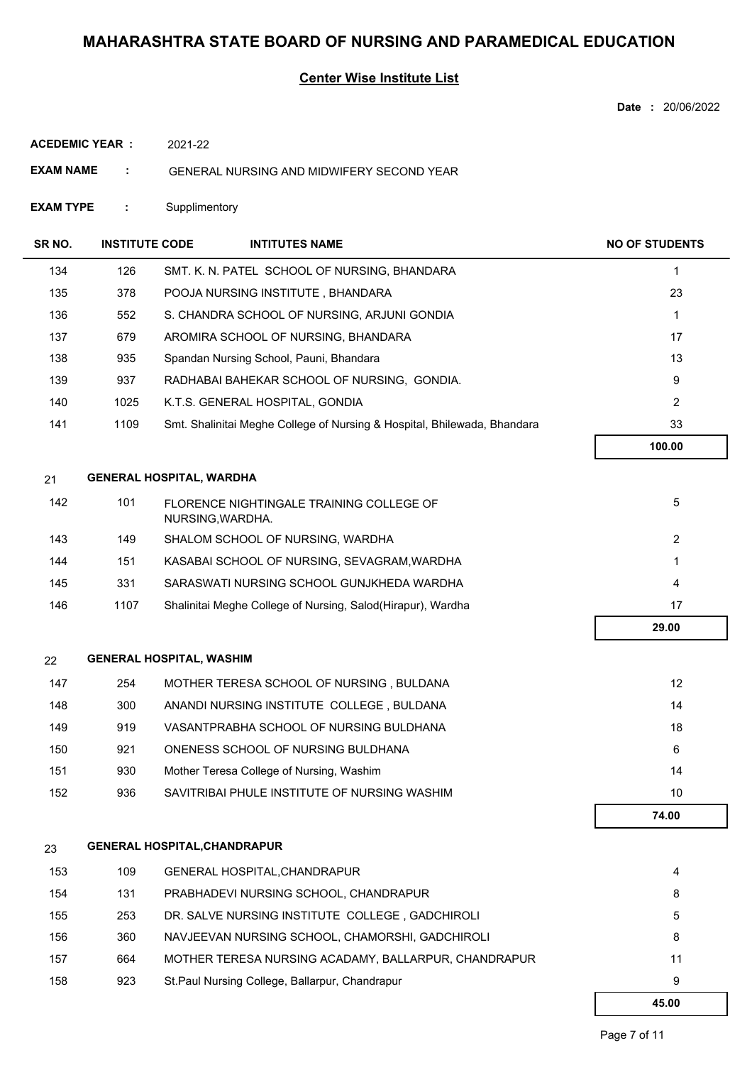# MAHARASHTRA STATE BOARD OF NURSING AND PARAMEDICAL EDUCATION

## Center Wise Institute List

**Date :** 20/06/2022

**ACEDEMIC YEAR :** 2021-22

**EXAM NAME :** GENERAL NURSING AND MIDWIFERY SECOND YEAR

**EXAM TYPE :** Supplimentory

| SR NO. | INSTITUTE CODE | INTITUTES NAME | NO OF STUDENTS |
|---|---|---|---|
| 134 | 126 | SMT. K. N. PATEL SCHOOL OF NURSING, BHANDARA | 1 |
| 135 | 378 | POOJA NURSING INSTITUTE , BHANDARA | 23 |
| 136 | 552 | S. CHANDRA SCHOOL OF NURSING, ARJUNI GONDIA | 1 |
| 137 | 679 | AROMIRA SCHOOL OF NURSING, BHANDARA | 17 |
| 138 | 935 | Spandan Nursing School, Pauni, Bhandara | 13 |
| 139 | 937 | RADHABAI BAHEKAR SCHOOL OF NURSING, GONDIA. | 9 |
| 140 | 1025 | K.T.S. GENERAL HOSPITAL, GONDIA | 2 |
| 141 | 1109 | Smt. Shalinitai Meghe College of Nursing & Hospital, Bhilewada, Bhandara | 33 |
| | | | **100.00** |
| **21** | **GENERAL HOSPITAL, WARDHA** | | |
| 142 | 101 | FLORENCE NIGHTINGALE TRAINING COLLEGE OF NURSING,WARDHA. | 5 |
| 143 | 149 | SHALOM SCHOOL OF NURSING, WARDHA | 2 |
| 144 | 151 | KASABAI SCHOOL OF NURSING, SEVAGRAM,WARDHA | 1 |
| 145 | 331 | SARASWATI NURSING SCHOOL GUNJKHEDA WARDHA | 4 |
| 146 | 1107 | Shalinitai Meghe College of Nursing, Salod(Hirapur), Wardha | 17 |
| | | | **29.00** |
| **22** | **GENERAL HOSPITAL, WASHIM** | | |
| 147 | 254 | MOTHER TERESA SCHOOL OF NURSING , BULDANA | 12 |
| 148 | 300 | ANANDI NURSING INSTITUTE COLLEGE , BULDANA | 14 |
| 149 | 919 | VASANTPRABHA SCHOOL OF NURSING BULDHANA | 18 |
| 150 | 921 | ONENESS SCHOOL OF NURSING BULDHANA | 6 |
| 151 | 930 | Mother Teresa College of Nursing, Washim | 14 |
| 152 | 936 | SAVITRIBAI PHULE INSTITUTE OF NURSING WASHIM | 10 |
| | | | **74.00** |
| **23** | **GENERAL HOSPITAL,CHANDRAPUR** | | |
| 153 | 109 | GENERAL HOSPITAL,CHANDRAPUR | 4 |
| 154 | 131 | PRABHADEVI NURSING SCHOOL, CHANDRAPUR | 8 |
| 155 | 253 | DR. SALVE NURSING INSTITUTE COLLEGE , GADCHIROLI | 5 |
| 156 | 360 | NAVJEEVAN NURSING SCHOOL, CHAMORSHI, GADCHIROLI | 8 |
| 157 | 664 | MOTHER TERESA NURSING ACADAMY, BALLARPUR, CHANDRAPUR | 11 |
| 158 | 923 | St.Paul Nursing College, Ballarpur, Chandrapur | 9 |
| | | | **45.00** |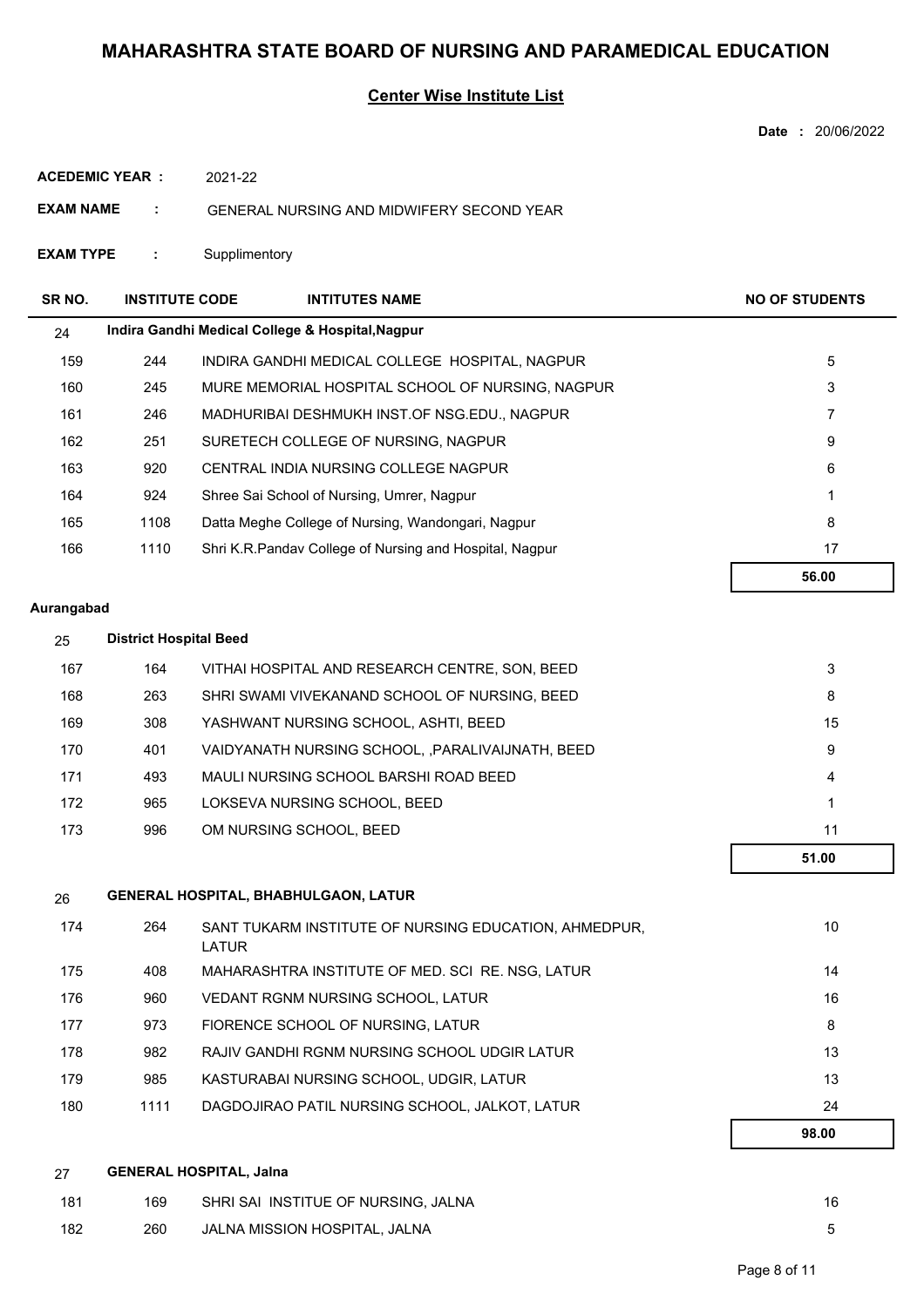# MAHARASHTRA STATE BOARD OF NURSING AND PARAMEDICAL EDUCATION

## Center Wise Institute List

**Date :** 20/06/2022

**ACEDEMIC YEAR :** 2021-22

**EXAM NAME :** GENERAL NURSING AND MIDWIFERY SECOND YEAR

**EXAM TYPE :** Supplimentory

| SR NO. | INSTITUTE CODE | INTITUTES NAME | NO OF STUDENTS |
|---|---|---|---|
| 24 | **Indira Gandhi Medical College & Hospital,Nagpur** | | |
| 159 | 244 | INDIRA GANDHI MEDICAL COLLEGE HOSPITAL, NAGPUR | 5 |
| 160 | 245 | MURE MEMORIAL HOSPITAL SCHOOL OF NURSING, NAGPUR | 3 |
| 161 | 246 | MADHURIBAI DESHMUKH INST.OF NSG.EDU., NAGPUR | 7 |
| 162 | 251 | SURETECH COLLEGE OF NURSING, NAGPUR | 9 |
| 163 | 920 | CENTRAL INDIA NURSING COLLEGE NAGPUR | 6 |
| 164 | 924 | Shree Sai School of Nursing, Umrer, Nagpur | 1 |
| 165 | 1108 | Datta Meghe College of Nursing, Wandongari, Nagpur | 8 |
| 166 | 1110 | Shri K.R.Pandav College of Nursing and Hospital, Nagpur | 17 |
| | | | **56.00** |

**Aurangabad**

| SR NO. | INSTITUTE CODE | INTITUTES NAME | NO OF STUDENTS |
|---|---|---|---|
| 25 | **District Hospital Beed** | | |
| 167 | 164 | VITHAI HOSPITAL AND RESEARCH CENTRE, SON, BEED | 3 |
| 168 | 263 | SHRI SWAMI VIVEKANAND SCHOOL OF NURSING, BEED | 8 |
| 169 | 308 | YASHWANT NURSING SCHOOL, ASHTI, BEED | 15 |
| 170 | 401 | VAIDYANATH NURSING SCHOOL, ,PARALIVAIJNATH, BEED | 9 |
| 171 | 493 | MAULI NURSING SCHOOL BARSHI ROAD BEED | 4 |
| 172 | 965 | LOKSEVA NURSING SCHOOL, BEED | 1 |
| 173 | 996 | OM NURSING SCHOOL, BEED | 11 |
| | | | **51.00** |
| 26 | **GENERAL HOSPITAL, BHABHULGAON, LATUR** | | |
| 174 | 264 | SANT TUKARM INSTITUTE OF NURSING EDUCATION, AHMEDPUR, LATUR | 10 |
| 175 | 408 | MAHARASHTRA INSTITUTE OF MED. SCI RE. NSG, LATUR | 14 |
| 176 | 960 | VEDANT RGNM NURSING SCHOOL, LATUR | 16 |
| 177 | 973 | FIORENCE SCHOOL OF NURSING, LATUR | 8 |
| 178 | 982 | RAJIV GANDHI RGNM NURSING SCHOOL UDGIR LATUR | 13 |
| 179 | 985 | KASTURABAI NURSING SCHOOL, UDGIR, LATUR | 13 |
| 180 | 1111 | DAGDOJIRAO PATIL NURSING SCHOOL, JALKOT, LATUR | 24 |
| | | | **98.00** |
| 27 | **GENERAL HOSPITAL, Jalna** | | |
| 181 | 169 | SHRI SAI INSTITUE OF NURSING, JALNA | 16 |
| 182 | 260 | JALNA MISSION HOSPITAL, JALNA | 5 |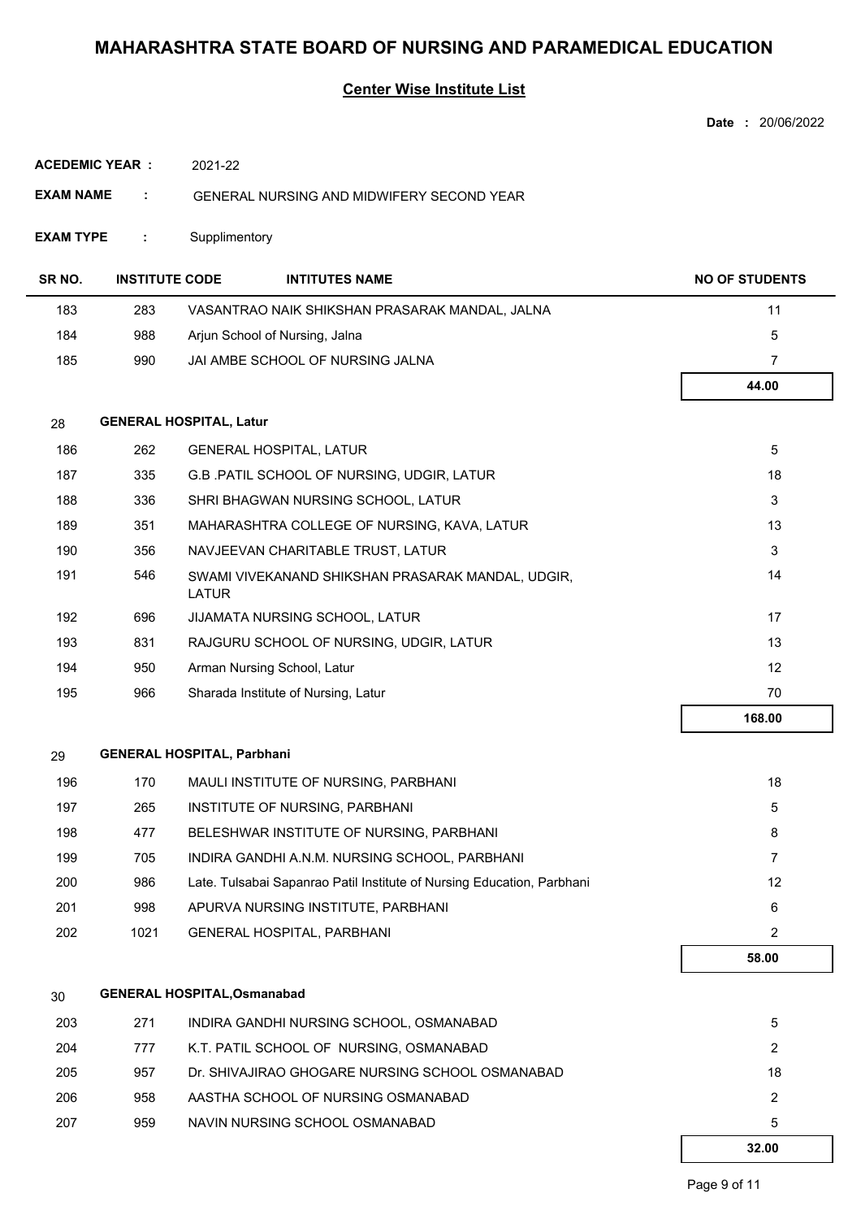# MAHARASHTRA STATE BOARD OF NURSING AND PARAMEDICAL EDUCATION

## Center Wise Institute List

**Date :** 20/06/2022

**ACEDEMIC YEAR :** 2021-22

**EXAM NAME :** GENERAL NURSING AND MIDWIFERY SECOND YEAR

**EXAM TYPE :** Supplimentory

| SR NO. | INSTITUTE CODE | INTITUTES NAME | NO OF STUDENTS |
|---|---|---|---|
| 183 | 283 | VASANTRAO NAIK SHIKSHAN PRASARAK MANDAL, JALNA | 11 |
| 184 | 988 | Arjun School of Nursing, Jalna | 5 |
| 185 | 990 | JAI AMBE SCHOOL OF NURSING JALNA | 7 |
| | | | **44.00** |
| **28** | **GENERAL HOSPITAL, Latur** | | |
| 186 | 262 | GENERAL HOSPITAL, LATUR | 5 |
| 187 | 335 | G.B .PATIL SCHOOL OF NURSING, UDGIR, LATUR | 18 |
| 188 | 336 | SHRI BHAGWAN NURSING SCHOOL, LATUR | 3 |
| 189 | 351 | MAHARASHTRA COLLEGE OF NURSING, KAVA, LATUR | 13 |
| 190 | 356 | NAVJEEVAN CHARITABLE TRUST, LATUR | 3 |
| 191 | 546 | SWAMI VIVEKANAND SHIKSHAN PRASARAK MANDAL, UDGIR, LATUR | 14 |
| 192 | 696 | JIJAMATA NURSING SCHOOL, LATUR | 17 |
| 193 | 831 | RAJGURU SCHOOL OF NURSING, UDGIR, LATUR | 13 |
| 194 | 950 | Arman Nursing School, Latur | 12 |
| 195 | 966 | Sharada Institute of Nursing, Latur | 70 |
| | | | **168.00** |
| **29** | **GENERAL HOSPITAL, Parbhani** | | |
| 196 | 170 | MAULI INSTITUTE OF NURSING, PARBHANI | 18 |
| 197 | 265 | INSTITUTE OF NURSING, PARBHANI | 5 |
| 198 | 477 | BELESHWAR INSTITUTE OF NURSING, PARBHANI | 8 |
| 199 | 705 | INDIRA GANDHI A.N.M. NURSING SCHOOL, PARBHANI | 7 |
| 200 | 986 | Late. Tulsabai Sapanrao Patil Institute of Nursing Education, Parbhani | 12 |
| 201 | 998 | APURVA NURSING INSTITUTE, PARBHANI | 6 |
| 202 | 1021 | GENERAL HOSPITAL, PARBHANI | 2 |
| | | | **58.00** |
| **30** | **GENERAL HOSPITAL,Osmanabad** | | |
| 203 | 271 | INDIRA GANDHI NURSING SCHOOL, OSMANABAD | 5 |
| 204 | 777 | K.T. PATIL SCHOOL OF NURSING, OSMANABAD | 2 |
| 205 | 957 | Dr. SHIVAJIRAO GHOGARE NURSING SCHOOL OSMANABAD | 18 |
| 206 | 958 | AASTHA SCHOOL OF NURSING OSMANABAD | 2 |
| 207 | 959 | NAVIN NURSING SCHOOL OSMANABAD | 5 |
| | | | **32.00** |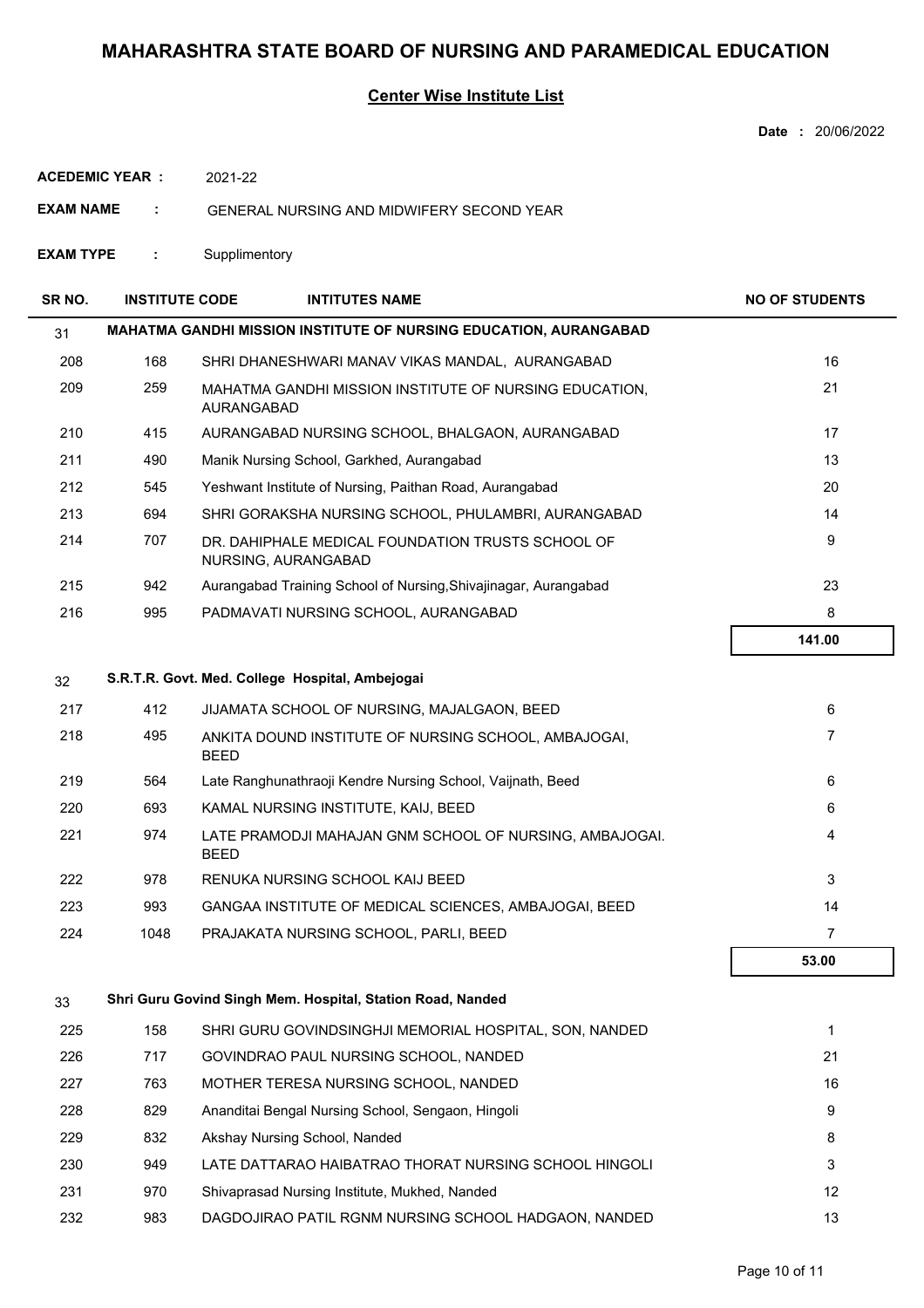# MAHARASHTRA STATE BOARD OF NURSING AND PARAMEDICAL EDUCATION

## Center Wise Institute List

**Date :** 20/06/2022

**ACEDEMIC YEAR :** 2021-22

**EXAM NAME :** GENERAL NURSING AND MIDWIFERY SECOND YEAR

**EXAM TYPE :** Supplimentory

| SR NO. | INSTITUTE CODE | INTITUTES NAME | NO OF STUDENTS |
|---|---|---|---|
| 31 | | **MAHATMA GANDHI MISSION INSTITUTE OF NURSING EDUCATION, AURANGABAD** | |
| 208 | 168 | SHRI DHANESHWARI MANAV VIKAS MANDAL, AURANGABAD | 16 |
| 209 | 259 | MAHATMA GANDHI MISSION INSTITUTE OF NURSING EDUCATION, AURANGABAD | 21 |
| 210 | 415 | AURANGABAD NURSING SCHOOL, BHALGAON, AURANGABAD | 17 |
| 211 | 490 | Manik Nursing School, Garkhed, Aurangabad | 13 |
| 212 | 545 | Yeshwant Institute of Nursing, Paithan Road, Aurangabad | 20 |
| 213 | 694 | SHRI GORAKSHA NURSING SCHOOL, PHULAMBRI, AURANGABAD | 14 |
| 214 | 707 | DR. DAHIPHALE MEDICAL FOUNDATION TRUSTS SCHOOL OF NURSING, AURANGABAD | 9 |
| 215 | 942 | Aurangabad Training School of Nursing,Shivajinagar, Aurangabad | 23 |
| 216 | 995 | PADMAVATI NURSING SCHOOL, AURANGABAD | 8 |
| | | | **141.00** |
| 32 | | **S.R.T.R. Govt. Med. College Hospital, Ambejogai** | |
| 217 | 412 | JIJAMATA SCHOOL OF NURSING, MAJALGAON, BEED | 6 |
| 218 | 495 | ANKITA DOUND INSTITUTE OF NURSING SCHOOL, AMBAJOGAI, BEED | 7 |
| 219 | 564 | Late Ranghunathraoji Kendre Nursing School, Vaijnath, Beed | 6 |
| 220 | 693 | KAMAL NURSING INSTITUTE, KAIJ, BEED | 6 |
| 221 | 974 | LATE PRAMODJI MAHAJAN GNM SCHOOL OF NURSING, AMBAJOGAI. BEED | 4 |
| 222 | 978 | RENUKA NURSING SCHOOL KAIJ BEED | 3 |
| 223 | 993 | GANGAA INSTITUTE OF MEDICAL SCIENCES, AMBAJOGAI, BEED | 14 |
| 224 | 1048 | PRAJAKATA NURSING SCHOOL, PARLI, BEED | 7 |
| | | | **53.00** |
| 33 | | **Shri Guru Govind Singh Mem. Hospital, Station Road, Nanded** | |
| 225 | 158 | SHRI GURU GOVINDSINGHJI MEMORIAL HOSPITAL, SON, NANDED | 1 |
| 226 | 717 | GOVINDRAO PAUL NURSING SCHOOL, NANDED | 21 |
| 227 | 763 | MOTHER TERESA NURSING SCHOOL, NANDED | 16 |
| 228 | 829 | Ananditai Bengal Nursing School, Sengaon, Hingoli | 9 |
| 229 | 832 | Akshay Nursing School, Nanded | 8 |
| 230 | 949 | LATE DATTARAO HAIBATRAO THORAT NURSING SCHOOL HINGOLI | 3 |
| 231 | 970 | Shivaprasad Nursing Institute, Mukhed, Nanded | 12 |
| 232 | 983 | DAGDOJIRAO PATIL RGNM NURSING SCHOOL HADGAON, NANDED | 13 |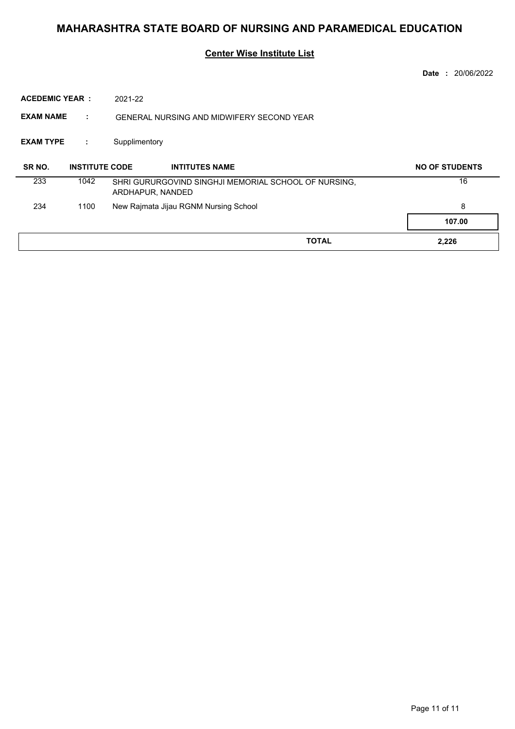# MAHARASHTRA STATE BOARD OF NURSING AND PARAMEDICAL EDUCATION

## Center Wise Institute List

**Date :** 20/06/2022

**ACEDEMIC YEAR :** 2021-22

**EXAM NAME :** GENERAL NURSING AND MIDWIFERY SECOND YEAR

**EXAM TYPE :** Supplimentory

| SR NO. | INSTITUTE CODE | INTITUTES NAME | NO OF STUDENTS |
|---|---|---|---|
| 233 | 1042 | SHRI GURURGOVIND SINGHJI MEMORIAL SCHOOL OF NURSING, ARDHAPUR, NANDED | 16 |
| 234 | 1100 | New Rajmata Jijau RGNM Nursing School | 8 |
| | | | **107.00** |
| | | **TOTAL** | **2,226** |